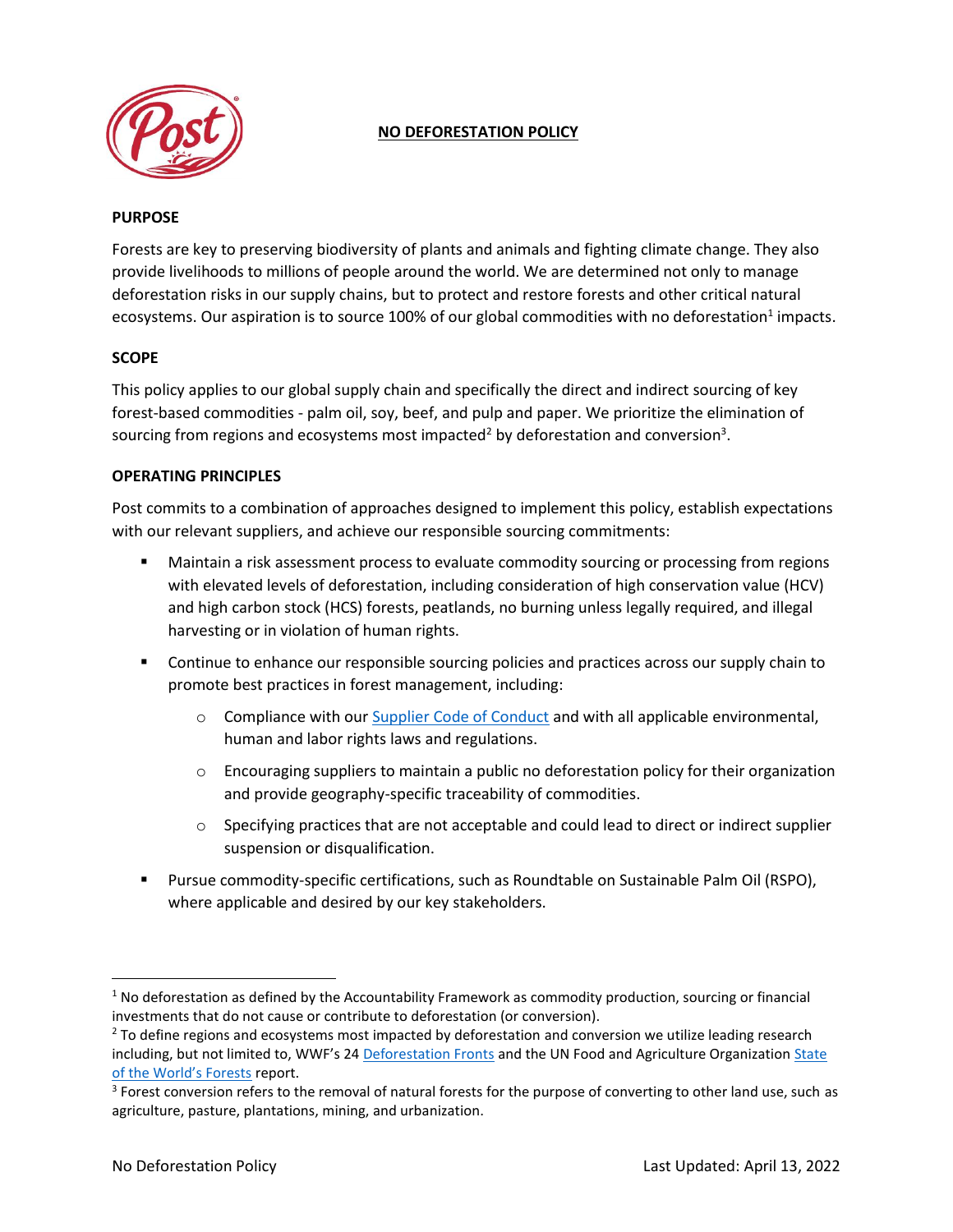# NO DEFORESTATION POLICY

## PURPOSE

Forests are key to preserving biodiversity of plants and animals and fighting climate change. They also provide livelihoods to millions of people around the world. We are determined not only to manage deforestation risks in our supply chains, but to protect and restore forests and other critical natural ecosystems. Our aspiration is to source 100% of our global commodities with no deforestation[1] impacts.

## SCOPE

This policy applies to our global supply chain and specifically the direct and indirect sourcing of key forest-based commodities - palm oil, soy, beef, and pulp and paper. We prioritize the elimination of sourcing from regions and ecosystems most impacted[2] by deforestation and conversion[3].

## OPERATING PRINCIPLES

Post commits to a combination of approaches designed to implement this policy, establish expectations with our relevant suppliers, and achieve our responsible sourcing commitments:

- Maintain a risk assessment process to evaluate commodity sourcing or processing from regions with elevated levels of deforestation, including consideration of high conservation value (HCV) and high carbon stock (HCS) forests, peatlands, no burning unless legally required, and illegal harvesting or in violation of human rights.
- Continue to enhance our responsible sourcing policies and practices across our supply chain to promote best practices in forest management, including:
  - Compliance with our [Supplier Code of Conduct]() and with all applicable environmental, human and labor rights laws and regulations.
  - Encouraging suppliers to maintain a public no deforestation policy for their organization and provide geography-specific traceability of commodities.
  - Specifying practices that are not acceptable and could lead to direct or indirect supplier suspension or disqualification.
- Pursue commodity-specific certifications, such as Roundtable on Sustainable Palm Oil (RSPO), where applicable and desired by our key stakeholders.

---

[1] No deforestation as defined by the Accountability Framework as commodity production, sourcing or financial investments that do not cause or contribute to deforestation (or conversion).

[2] To define regions and ecosystems most impacted by deforestation and conversion we utilize leading research including, but not limited to, WWF's 24 [Deforestation Fronts]() and the UN Food and Agriculture Organization [State of the World's Forests]() report.

[3] Forest conversion refers to the removal of natural forests for the purpose of converting to other land use, such as agriculture, pasture, plantations, mining, and urbanization.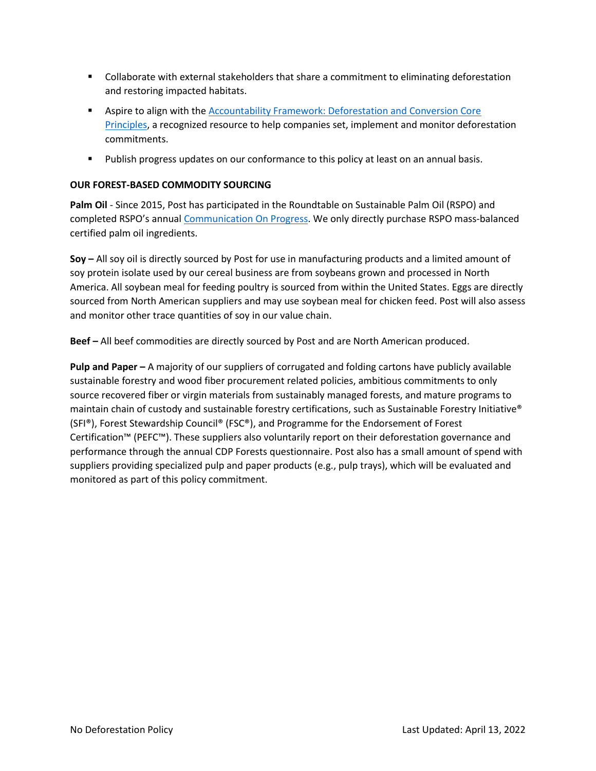- Collaborate with external stakeholders that share a commitment to eliminating deforestation and restoring impacted habitats.
- Aspire to align with the [Accountability Framework: Deforestation and Conversion Core Principles](), a recognized resource to help companies set, implement and monitor deforestation commitments.
- Publish progress updates on our conformance to this policy at least on an annual basis.

**OUR FOREST-BASED COMMODITY SOURCING**

**Palm Oil** - Since 2015, Post has participated in the Roundtable on Sustainable Palm Oil (RSPO) and completed RSPO's annual [Communication On Progress](). We only directly purchase RSPO mass-balanced certified palm oil ingredients.

**Soy –** All soy oil is directly sourced by Post for use in manufacturing products and a limited amount of soy protein isolate used by our cereal business are from soybeans grown and processed in North America. All soybean meal for feeding poultry is sourced from within the United States. Eggs are directly sourced from North American suppliers and may use soybean meal for chicken feed. Post will also assess and monitor other trace quantities of soy in our value chain.

**Beef –** All beef commodities are directly sourced by Post and are North American produced.

**Pulp and Paper –** A majority of our suppliers of corrugated and folding cartons have publicly available sustainable forestry and wood fiber procurement related policies, ambitious commitments to only source recovered fiber or virgin materials from sustainably managed forests, and mature programs to maintain chain of custody and sustainable forestry certifications, such as Sustainable Forestry Initiative® (SFI®), Forest Stewardship Council® (FSC®), and Programme for the Endorsement of Forest Certification™ (PEFC™). These suppliers also voluntarily report on their deforestation governance and performance through the annual CDP Forests questionnaire. Post also has a small amount of spend with suppliers providing specialized pulp and paper products (e.g., pulp trays), which will be evaluated and monitored as part of this policy commitment.